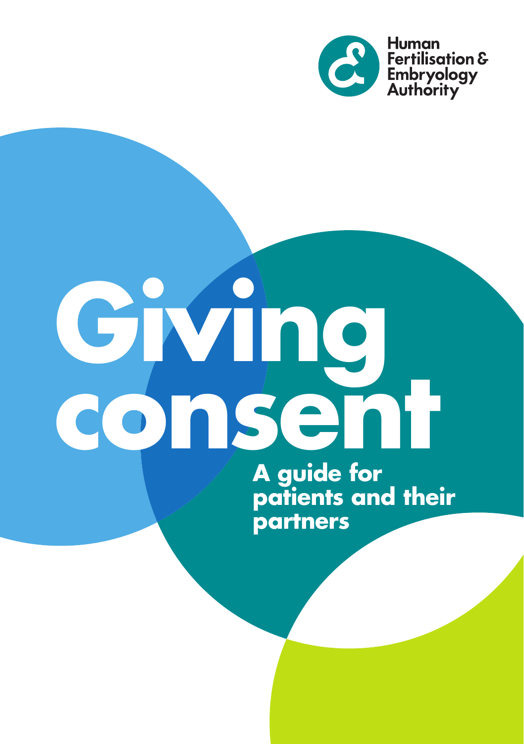Human Fertilisation & Embryology Authority

# Giving consent

## A guide for patients and their partners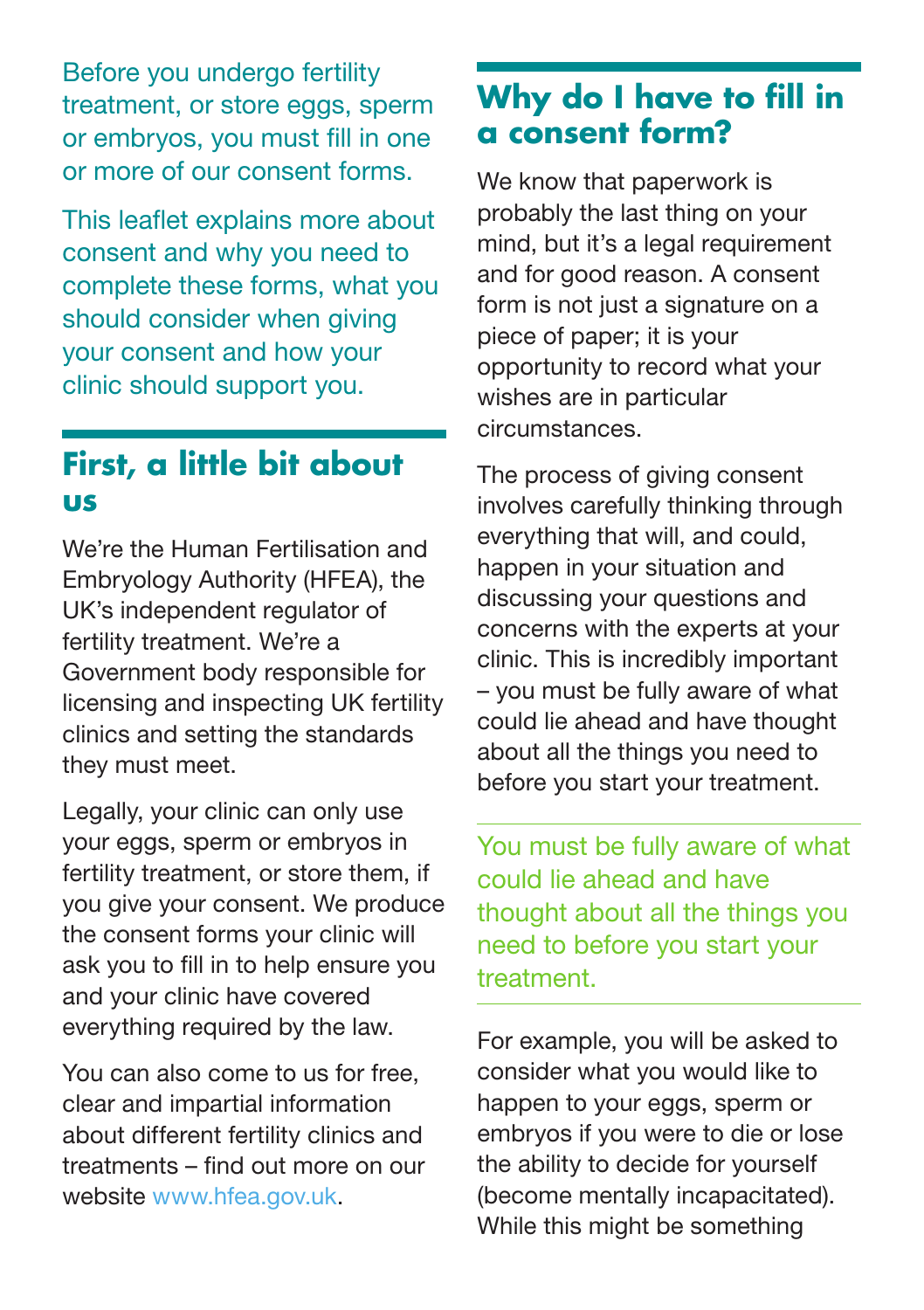Before you undergo fertility treatment, or store eggs, sperm or embryos, you must fill in one or more of our consent forms.

This leaflet explains more about consent and why you need to complete these forms, what you should consider when giving your consent and how your clinic should support you.

## First, a little bit about us

We're the Human Fertilisation and Embryology Authority (HFEA), the UK's independent regulator of fertility treatment. We're a Government body responsible for licensing and inspecting UK fertility clinics and setting the standards they must meet.

Legally, your clinic can only use your eggs, sperm or embryos in fertility treatment, or store them, if you give your consent. We produce the consent forms your clinic will ask you to fill in to help ensure you and your clinic have covered everything required by the law.

You can also come to us for free, clear and impartial information about different fertility clinics and treatments – find out more on our website www.hfea.gov.uk.

## Why do I have to fill in a consent form?

We know that paperwork is probably the last thing on your mind, but it's a legal requirement and for good reason. A consent form is not just a signature on a piece of paper; it is your opportunity to record what your wishes are in particular circumstances.

The process of giving consent involves carefully thinking through everything that will, and could, happen in your situation and discussing your questions and concerns with the experts at your clinic. This is incredibly important – you must be fully aware of what could lie ahead and have thought about all the things you need to before you start your treatment.

> You must be fully aware of what could lie ahead and have thought about all the things you need to before you start your treatment.

For example, you will be asked to consider what you would like to happen to your eggs, sperm or embryos if you were to die or lose the ability to decide for yourself (become mentally incapacitated). While this might be something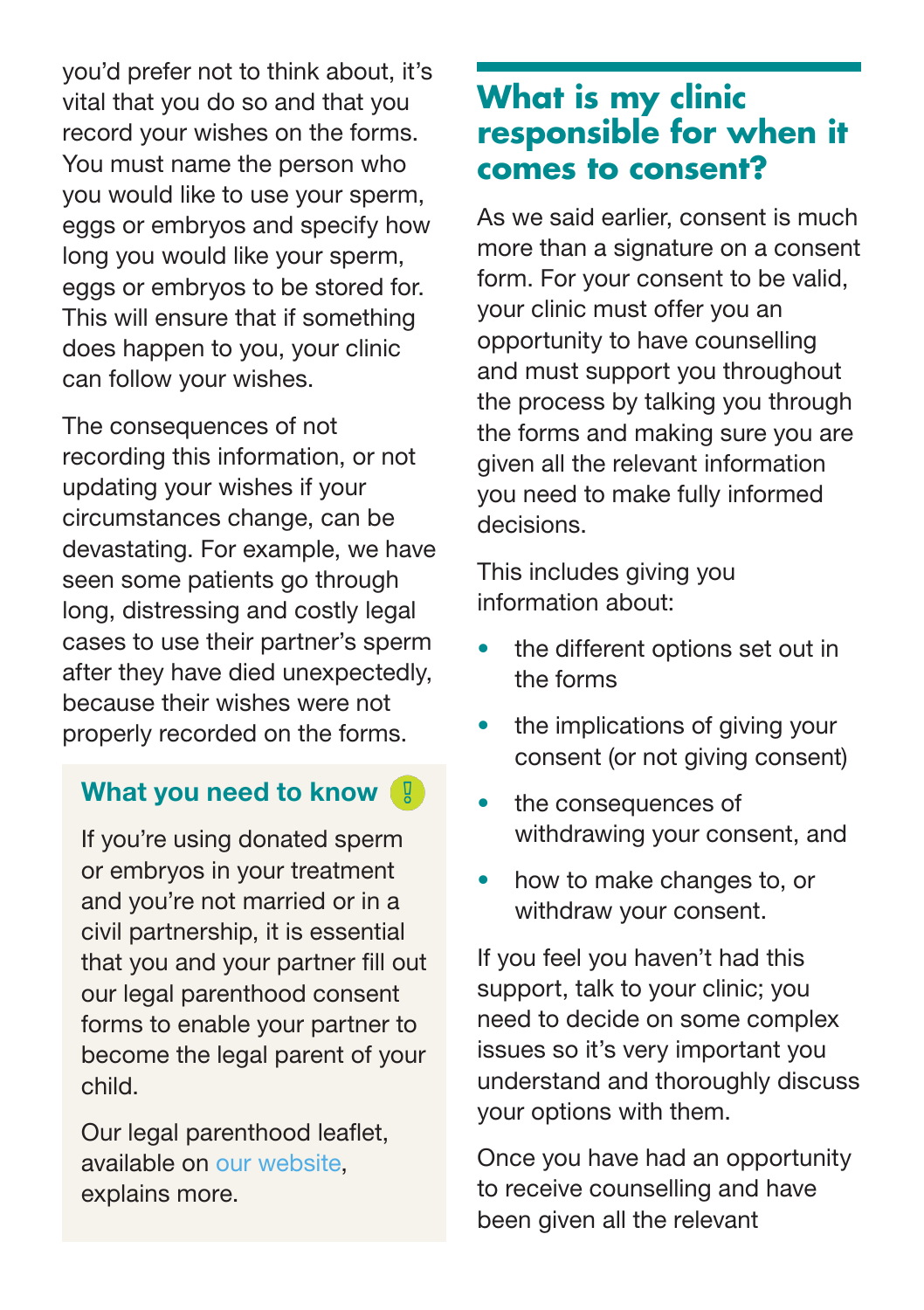you'd prefer not to think about, it's vital that you do so and that you record your wishes on the forms. You must name the person who you would like to use your sperm, eggs or embryos and specify how long you would like your sperm, eggs or embryos to be stored for. This will ensure that if something does happen to you, your clinic can follow your wishes.

The consequences of not recording this information, or not updating your wishes if your circumstances change, can be devastating. For example, we have seen some patients go through long, distressing and costly legal cases to use their partner's sperm after they have died unexpectedly, because their wishes were not properly recorded on the forms.

### What you need to know

If you're using donated sperm or embryos in your treatment and you're not married or in a civil partnership, it is essential that you and your partner fill out our legal parenthood consent forms to enable your partner to become the legal parent of your child.

Our legal parenthood leaflet, available on our website, explains more.

## What is my clinic responsible for when it comes to consent?

As we said earlier, consent is much more than a signature on a consent form. For your consent to be valid, your clinic must offer you an opportunity to have counselling and must support you throughout the process by talking you through the forms and making sure you are given all the relevant information you need to make fully informed decisions.

This includes giving you information about:

- the different options set out in the forms
- the implications of giving your consent (or not giving consent)
- the consequences of withdrawing your consent, and
- how to make changes to, or withdraw your consent.

If you feel you haven't had this support, talk to your clinic; you need to decide on some complex issues so it's very important you understand and thoroughly discuss your options with them.

Once you have had an opportunity to receive counselling and have been given all the relevant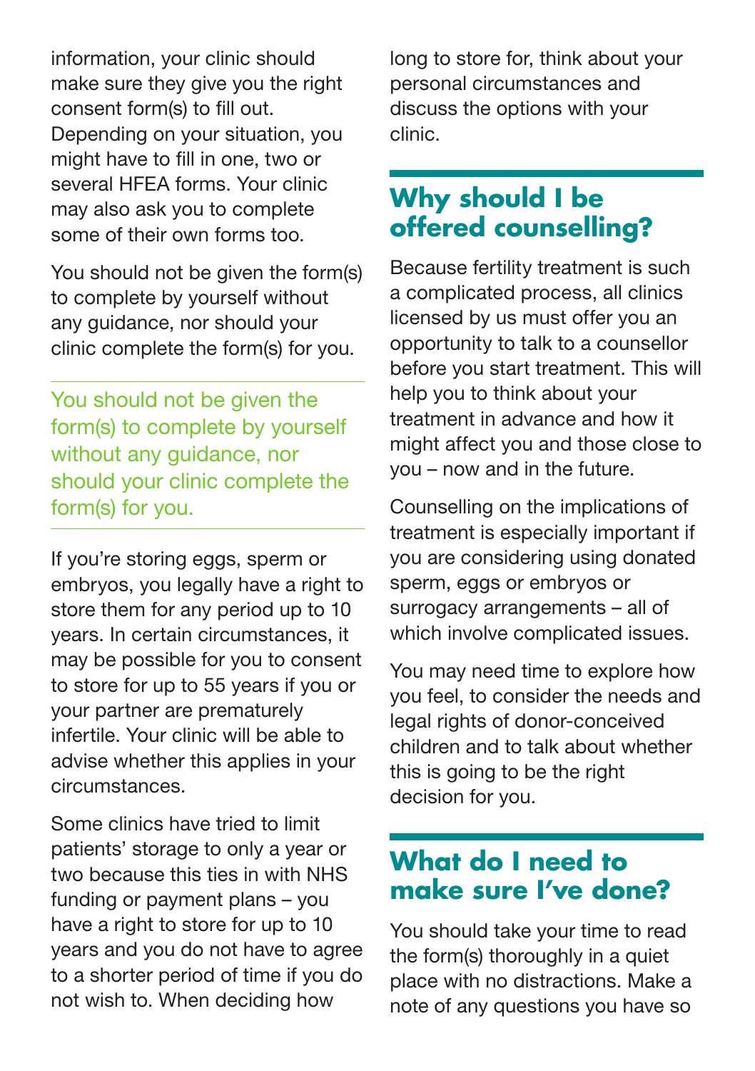information, your clinic should make sure they give you the right consent form(s) to fill out. Depending on your situation, you might have to fill in one, two or several HFEA forms. Your clinic may also ask you to complete some of their own forms too.

You should not be given the form(s) to complete by yourself without any guidance, nor should your clinic complete the form(s) for you.

> You should not be given the form(s) to complete by yourself without any guidance, nor should your clinic complete the form(s) for you.

If you're storing eggs, sperm or embryos, you legally have a right to store them for any period up to 10 years. In certain circumstances, it may be possible for you to consent to store for up to 55 years if you or your partner are prematurely infertile. Your clinic will be able to advise whether this applies in your circumstances.

Some clinics have tried to limit patients' storage to only a year or two because this ties in with NHS funding or payment plans – you have a right to store for up to 10 years and you do not have to agree to a shorter period of time if you do not wish to. When deciding how long to store for, think about your personal circumstances and discuss the options with your clinic.

## Why should I be offered counselling?

Because fertility treatment is such a complicated process, all clinics licensed by us must offer you an opportunity to talk to a counsellor before you start treatment. This will help you to think about your treatment in advance and how it might affect you and those close to you – now and in the future.

Counselling on the implications of treatment is especially important if you are considering using donated sperm, eggs or embryos or surrogacy arrangements – all of which involve complicated issues.

You may need time to explore how you feel, to consider the needs and legal rights of donor-conceived children and to talk about whether this is going to be the right decision for you.

## What do I need to make sure I've done?

You should take your time to read the form(s) thoroughly in a quiet place with no distractions. Make a note of any questions you have so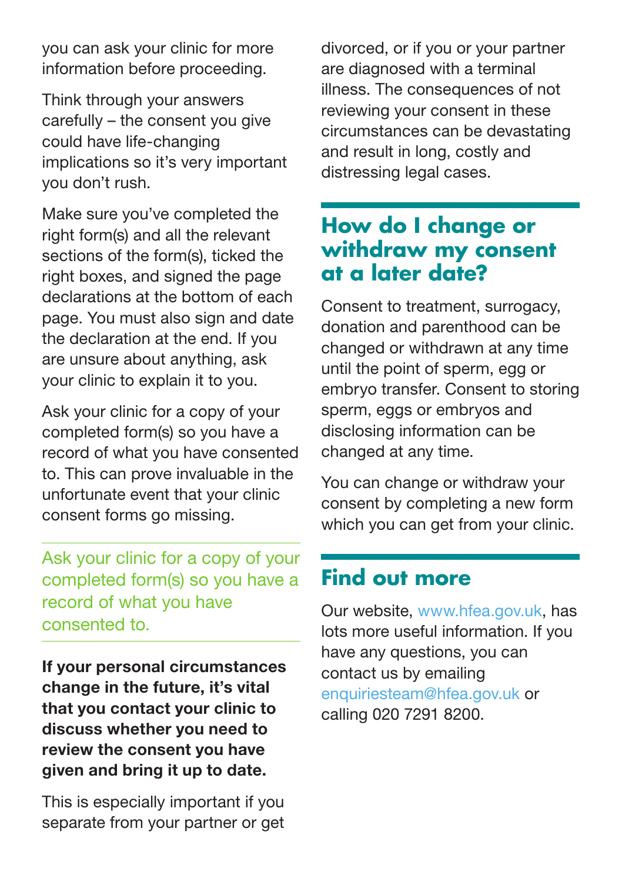you can ask your clinic for more information before proceeding.

Think through your answers carefully – the consent you give could have life-changing implications so it's very important you don't rush.

Make sure you've completed the right form(s) and all the relevant sections of the form(s), ticked the right boxes, and signed the page declarations at the bottom of each page. You must also sign and date the declaration at the end. If you are unsure about anything, ask your clinic to explain it to you.

Ask your clinic for a copy of your completed form(s) so you have a record of what you have consented to. This can prove invaluable in the unfortunate event that your clinic consent forms go missing.

> Ask your clinic for a copy of your completed form(s) so you have a record of what you have consented to.

**If your personal circumstances change in the future, it's vital that you contact your clinic to discuss whether you need to review the consent you have given and bring it up to date.**

This is especially important if you separate from your partner or get divorced, or if you or your partner are diagnosed with a terminal illness. The consequences of not reviewing your consent in these circumstances can be devastating and result in long, costly and distressing legal cases.

## How do I change or withdraw my consent at a later date?

Consent to treatment, surrogacy, donation and parenthood can be changed or withdrawn at any time until the point of sperm, egg or embryo transfer. Consent to storing sperm, eggs or embryos and disclosing information can be changed at any time.

You can change or withdraw your consent by completing a new form which you can get from your clinic.

## Find out more

Our website, www.hfea.gov.uk, has lots more useful information. If you have any questions, you can contact us by emailing enquiriesteam@hfea.gov.uk or calling 020 7291 8200.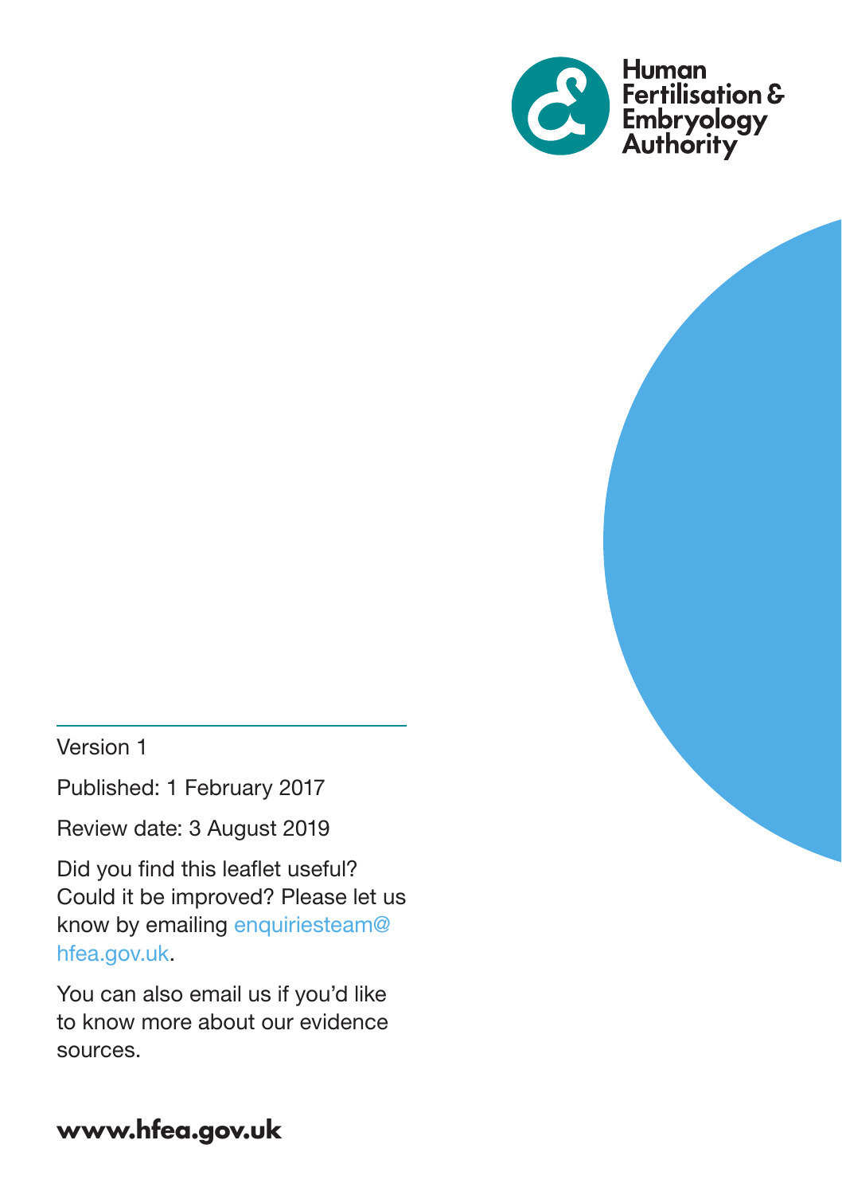Human Fertilisation & Embryology Authority

Version 1

Published: 1 February 2017

Review date: 3 August 2019

Did you find this leaflet useful? Could it be improved? Please let us know by emailing enquiriesteam@hfea.gov.uk.

You can also email us if you'd like to know more about our evidence sources.

**www.hfea.gov.uk**